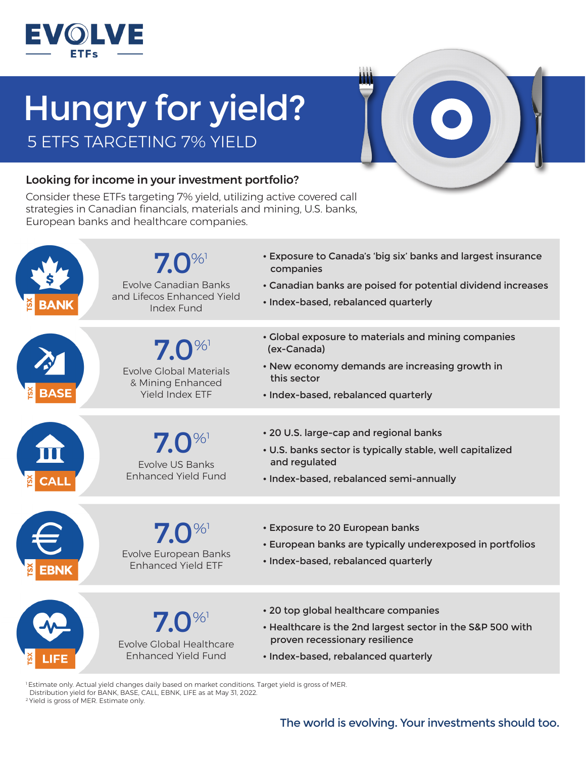# EVOLVE ETFs

# Hungry for yield?

## 5 ETFS TARGETING 7% YIELD

**Looking for income in your investment portfolio?**

Consider these ETFs targeting 7% yield, utilizing active covered call strategies in Canadian financials, materials and mining, U.S. banks, European banks and healthcare companies.

| Ticker | Yield | Fund | Highlights |
| --- | --- | --- | --- |
| TSX BANK | 7.0%[1] | Evolve Canadian Banks and Lifecos Enhanced Yield Index Fund | • Exposure to Canada's 'big six' banks and largest insurance companies<br>• Canadian banks are poised for potential dividend increases<br>• Index-based, rebalanced quarterly |
| TSX BASE | 7.0%[1] | Evolve Global Materials & Mining Enhanced Yield Index ETF | • Global exposure to materials and mining companies (ex-Canada)<br>• New economy demands are increasing growth in this sector<br>• Index-based, rebalanced quarterly |
| TSX CALL | 7.0%[1] | Evolve US Banks Enhanced Yield Fund | • 20 U.S. large-cap and regional banks<br>• U.S. banks sector is typically stable, well capitalized and regulated<br>• Index-based, rebalanced semi-annually |
| TSX EBNK | 7.0%[1] | Evolve European Banks Enhanced Yield ETF | • Exposure to 20 European banks<br>• European banks are typically underexposed in portfolios<br>• Index-based, rebalanced quarterly |
| TSX LIFE | 7.0%[1] | Evolve Global Healthcare Enhanced Yield Fund | • 20 top global healthcare companies<br>• Healthcare is the 2nd largest sector in the S&P 500 with proven recessionary resilience<br>• Index-based, rebalanced quarterly |

[1] Estimate only. Actual yield changes daily based on market conditions. Target yield is gross of MER. Distribution yield for BANK, BASE, CALL, EBNK, LIFE as at May 31, 2022.
[2] Yield is gross of MER. Estimate only.

The world is evolving. Your investments should too.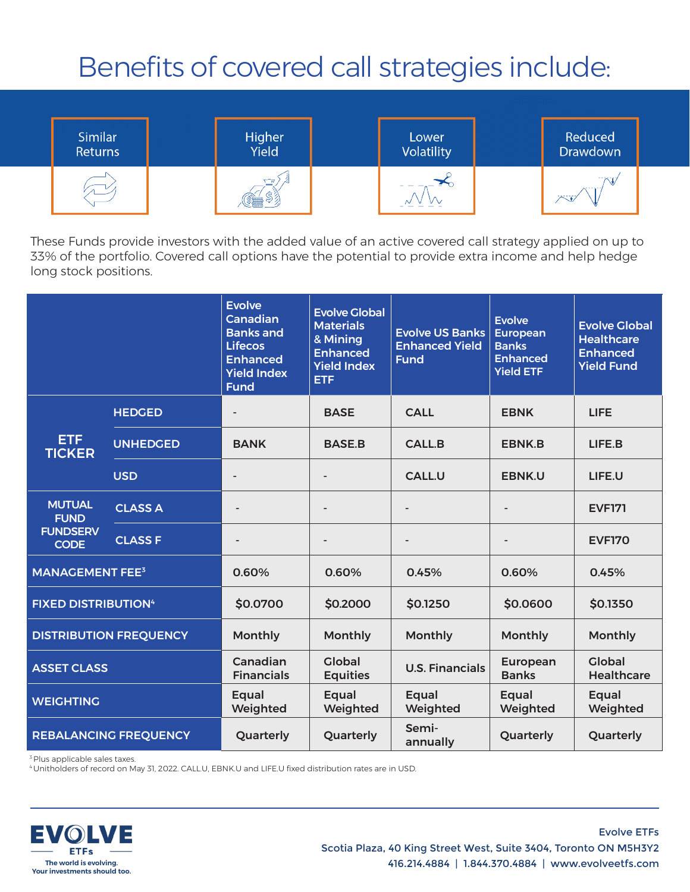# Benefits of covered call strategies include:

Similar Returns

Higher Yield

Lower Volatility

Reduced Drawdown

These Funds provide investors with the added value of an active covered call strategy applied on up to 33% of the portfolio. Covered call options have the potential to provide extra income and help hedge long stock positions.

| | | Evolve Canadian Banks and Lifecos Enhanced Yield Index Fund | Evolve Global Materials & Mining Enhanced Yield Index ETF | Evolve US Banks Enhanced Yield Fund | Evolve European Banks Enhanced Yield ETF | Evolve Global Healthcare Enhanced Yield Fund |
|---|---|---|---|---|---|---|
| ETF TICKER | HEDGED | - | BASE | CALL | EBNK | LIFE |
| | UNHEDGED | BANK | BASE.B | CALL.B | EBNK.B | LIFE.B |
| | USD | - | - | CALL.U | EBNK.U | LIFE.U |
| MUTUAL FUND FUNDSERV CODE | CLASS A | - | - | - | - | EVF171 |
| | CLASS F | - | - | - | - | EVF170 |
| MANAGEMENT FEE[3] | | 0.60% | 0.60% | 0.45% | 0.60% | 0.45% |
| FIXED DISTRIBUTION[4] | | $0.0700 | $0.2000 | $0.1250 | $0.0600 | $0.1350 |
| DISTRIBUTION FREQUENCY | | Monthly | Monthly | Monthly | Monthly | Monthly |
| ASSET CLASS | | Canadian Financials | Global Equities | U.S. Financials | European Banks | Global Healthcare |
| WEIGHTING | | Equal Weighted | Equal Weighted | Equal Weighted | Equal Weighted | Equal Weighted |
| REBALANCING FREQUENCY | | Quarterly | Quarterly | Semi-annually | Quarterly | Quarterly |

[3] Plus applicable sales taxes.
[4] Unitholders of record on May 31, 2022. CALL.U, EBNK.U and LIFE.U fixed distribution rates are in USD.

EVOLVE ETFs
The world is evolving. Your investments should too.

Evolve ETFs
Scotia Plaza, 40 King Street West, Suite 3404, Toronto ON M5H3Y2
416.214.4884 | 1.844.370.4884 | www.evolveetfs.com